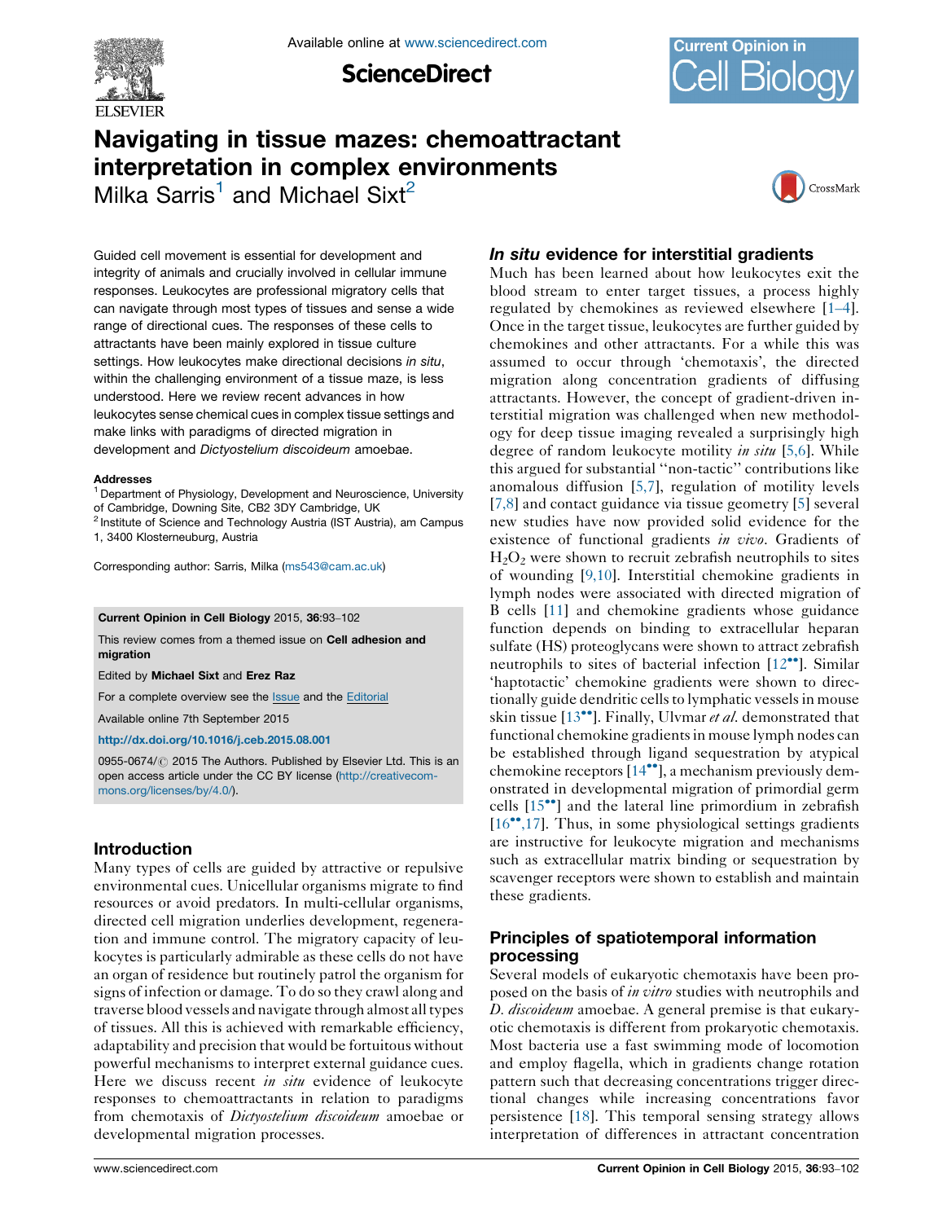# Navigating in tissue mazes: chemoattractant interpretation in complex environments

Milka Sarris[1] and Michael Sixt[2]

Guided cell movement is essential for development and integrity of animals and crucially involved in cellular immune responses. Leukocytes are professional migratory cells that can navigate through most types of tissues and sense a wide range of directional cues. The responses of these cells to attractants have been mainly explored in tissue culture settings. How leukocytes make directional decisions *in situ*, within the challenging environment of a tissue maze, is less understood. Here we review recent advances in how leukocytes sense chemical cues in complex tissue settings and make links with paradigms of directed migration in development and *Dictyostelium discoideum* amoebae.

**Addresses**

[1] Department of Physiology, Development and Neuroscience, University of Cambridge, Downing Site, CB2 3DY Cambridge, UK

[2] Institute of Science and Technology Austria (IST Austria), am Campus 1, 3400 Klosterneuburg, Austria

Corresponding author: Sarris, Milka (ms543@cam.ac.uk)

**Current Opinion in Cell Biology** 2015, **36**:93–102

This review comes from a themed issue on **Cell adhesion and migration**

Edited by **Michael Sixt** and **Erez Raz**

For a complete overview see the Issue and the Editorial

Available online 7th September 2015

**http://dx.doi.org/10.1016/j.ceb.2015.08.001**

0955-0674/© 2015 The Authors. Published by Elsevier Ltd. This is an open access article under the CC BY license (http://creativecommons.org/licenses/by/4.0/).

## Introduction

Many types of cells are guided by attractive or repulsive environmental cues. Unicellular organisms migrate to find resources or avoid predators. In multi-cellular organisms, directed cell migration underlies development, regeneration and immune control. The migratory capacity of leukocytes is particularly admirable as these cells do not have an organ of residence but routinely patrol the organism for signs of infection or damage. To do so they crawl along and traverse blood vessels and navigate through almost all types of tissues. All this is achieved with remarkable efficiency, adaptability and precision that would be fortuitous without powerful mechanisms to interpret external guidance cues. Here we discuss recent *in situ* evidence of leukocyte responses to chemoattractants in relation to paradigms from chemotaxis of *Dictyostelium discoideum* amoebae or developmental migration processes.

## *In situ* evidence for interstitial gradients

Much has been learned about how leukocytes exit the blood stream to enter target tissues, a process highly regulated by chemokines as reviewed elsewhere [1–4]. Once in the target tissue, leukocytes are further guided by chemokines and other attractants. For a while this was assumed to occur through 'chemotaxis', the directed migration along concentration gradients of diffusing attractants. However, the concept of gradient-driven interstitial migration was challenged when new methodology for deep tissue imaging revealed a surprisingly high degree of random leukocyte motility *in situ* [5,6]. While this argued for substantial ''non-tactic'' contributions like anomalous diffusion [5,7], regulation of motility levels [7,8] and contact guidance via tissue geometry [5] several new studies have now provided solid evidence for the existence of functional gradients *in vivo*. Gradients of $H_2O_2$ were shown to recruit zebrafish neutrophils to sites of wounding [9,10]. Interstitial chemokine gradients in lymph nodes were associated with directed migration of B cells [11] and chemokine gradients whose guidance function depends on binding to extracellular heparan sulfate (HS) proteoglycans were shown to attract zebrafish neutrophils to sites of bacterial infection [12••]. Similar 'haptotactic' chemokine gradients were shown to directionally guide dendritic cells to lymphatic vessels in mouse skin tissue [13••]. Finally, Ulvmar *et al.* demonstrated that functional chemokine gradients in mouse lymph nodes can be established through ligand sequestration by atypical chemokine receptors [14••], a mechanism previously demonstrated in developmental migration of primordial germ cells [15••] and the lateral line primordium in zebrafish [16••,17]. Thus, in some physiological settings gradients are instructive for leukocyte migration and mechanisms such as extracellular matrix binding or sequestration by scavenger receptors were shown to establish and maintain these gradients.

## Principles of spatiotemporal information processing

Several models of eukaryotic chemotaxis have been proposed on the basis of *in vitro* studies with neutrophils and *D. discoideum* amoebae. A general premise is that eukaryotic chemotaxis is different from prokaryotic chemotaxis. Most bacteria use a fast swimming mode of locomotion and employ flagella, which in gradients change rotation pattern such that decreasing concentrations trigger directional changes while increasing concentrations favor persistence [18]. This temporal sensing strategy allows interpretation of differences in attractant concentration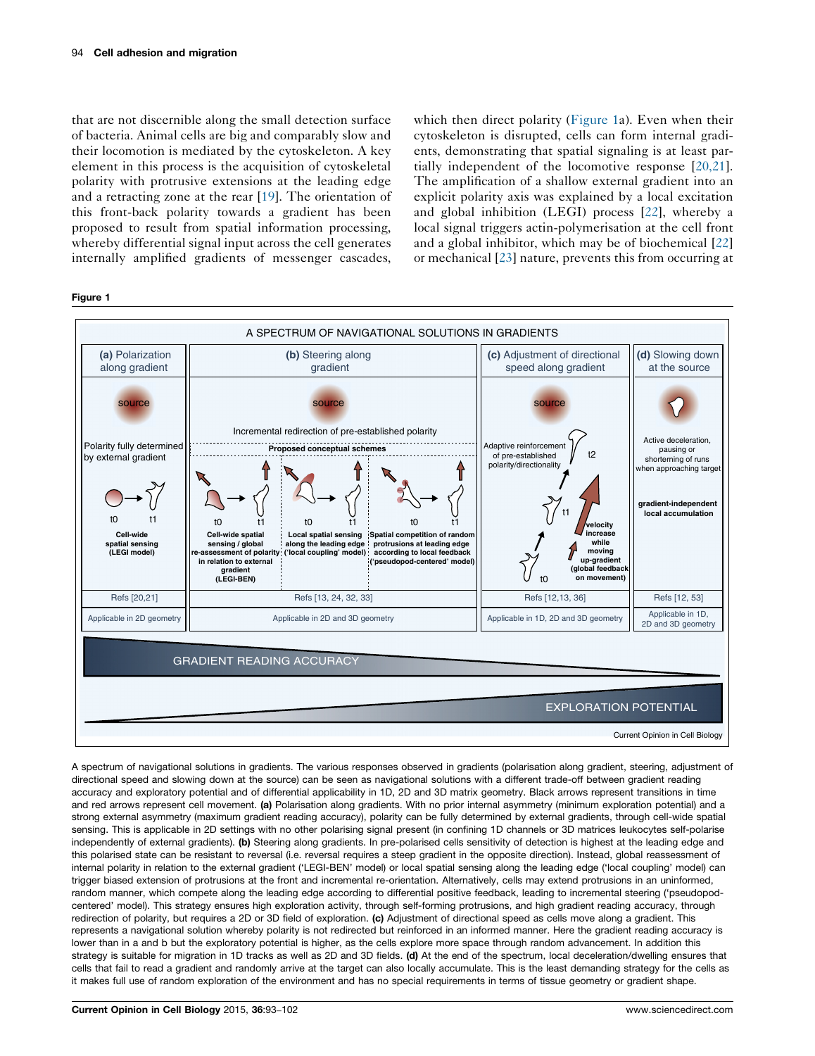that are not discernible along the small detection surface of bacteria. Animal cells are big and comparably slow and their locomotion is mediated by the cytoskeleton. A key element in this process is the acquisition of cytoskeletal polarity with protrusive extensions at the leading edge and a retracting zone at the rear [19]. The orientation of this front-back polarity towards a gradient has been proposed to result from spatial information processing, whereby differential signal input across the cell generates internally amplified gradients of messenger cascades, which then direct polarity (Figure 1a). Even when their cytoskeleton is disrupted, cells can form internal gradients, demonstrating that spatial signaling is at least partially independent of the locomotive response [20,21]. The amplification of a shallow external gradient into an explicit polarity axis was explained by a local excitation and global inhibition (LEGI) process [22], whereby a local signal triggers actin-polymerisation at the cell front and a global inhibitor, which may be of biochemical [22] or mechanical [23] nature, prevents this from occurring at

**Figure 1**

A spectrum of navigational solutions in gradients. The various responses observed in gradients (polarisation along gradient, steering, adjustment of directional speed and slowing down at the source) can be seen as navigational solutions with a different trade-off between gradient reading accuracy and exploratory potential and of differential applicability in 1D, 2D and 3D matrix geometry. Black arrows represent transitions in time and red arrows represent cell movement. **(a)** Polarisation along gradients. With no prior internal asymmetry (minimum exploration potential) and a strong external asymmetry (maximum gradient reading accuracy), polarity can be fully determined by external gradients, through cell-wide spatial sensing. This is applicable in 2D settings with no other polarising signal present (in confining 1D channels or 3D matrices leukocytes self-polarise independently of external gradients). **(b)** Steering along gradients. In pre-polarised cells sensitivity of detection is highest at the leading edge and this polarised state can be resistant to reversal (i.e. reversal requires a steep gradient in the opposite direction). Instead, global reassessment of internal polarity in relation to the external gradient ('LEGI-BEN' model) or local spatial sensing along the leading edge ('local coupling' model) can trigger biased extension of protrusions at the front and incremental re-orientation. Alternatively, cells may extend protrusions in an uninformed, random manner, which compete along the leading edge according to differential positive feedback, leading to incremental steering ('pseudopod-centered' model). This strategy ensures high exploration activity, through self-forming protrusions, and high gradient reading accuracy, through redirection of polarity, but requires a 2D or 3D field of exploration. **(c)** Adjustment of directional speed as cells move along a gradient. This represents a navigational solution whereby polarity is not redirected but reinforced in an informed manner. Here the gradient reading accuracy is lower than in a and b but the exploratory potential is higher, as the cells explore more space through random advancement. In addition this strategy is suitable for migration in 1D tracks as well as 2D and 3D fields. **(d)** At the end of the spectrum, local deceleration/dwelling ensures that cells that fail to read a gradient and randomly arrive at the target can also locally accumulate. This is the least demanding strategy for the cells as it makes full use of random exploration of the environment and has no special requirements in terms of tissue geometry or gradient shape.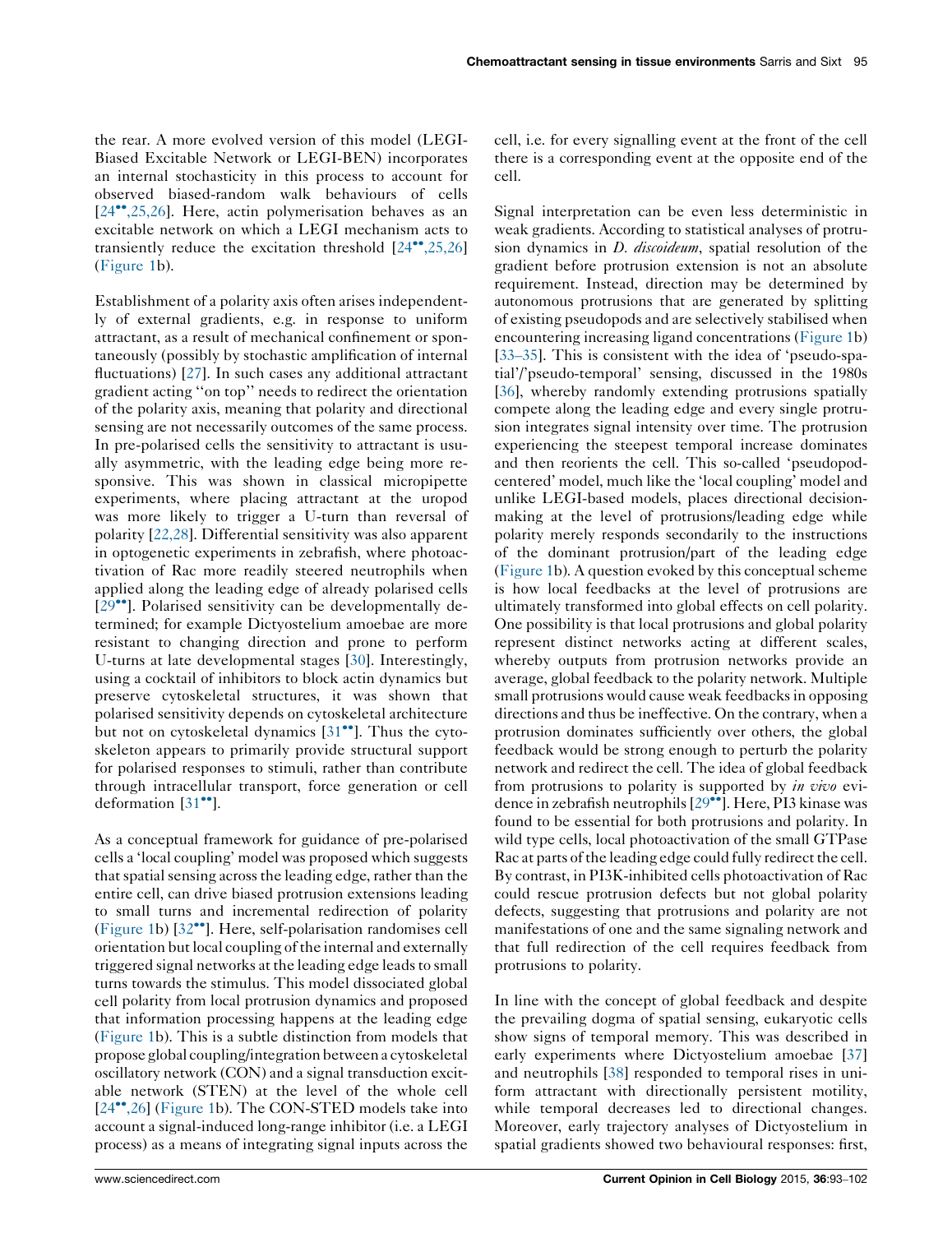the rear. A more evolved version of this model (LEGI-Biased Excitable Network or LEGI-BEN) incorporates an internal stochasticity in this process to account for observed biased-random walk behaviours of cells [24••,25,26]. Here, actin polymerisation behaves as an excitable network on which a LEGI mechanism acts to transiently reduce the excitation threshold [24••,25,26] (Figure 1b).

Establishment of a polarity axis often arises independently of external gradients, e.g. in response to uniform attractant, as a result of mechanical confinement or spontaneously (possibly by stochastic amplification of internal fluctuations) [27]. In such cases any additional attractant gradient acting ''on top'' needs to redirect the orientation of the polarity axis, meaning that polarity and directional sensing are not necessarily outcomes of the same process. In pre-polarised cells the sensitivity to attractant is usually asymmetric, with the leading edge being more responsive. This was shown in classical micropipette experiments, where placing attractant at the uropod was more likely to trigger a U-turn than reversal of polarity [22,28]. Differential sensitivity was also apparent in optogenetic experiments in zebrafish, where photoactivation of Rac more readily steered neutrophils when applied along the leading edge of already polarised cells [29••]. Polarised sensitivity can be developmentally determined; for example Dictyostelium amoebae are more resistant to changing direction and prone to perform U-turns at late developmental stages [30]. Interestingly, using a cocktail of inhibitors to block actin dynamics but preserve cytoskeletal structures, it was shown that polarised sensitivity depends on cytoskeletal architecture but not on cytoskeletal dynamics [31••]. Thus the cytoskeleton appears to primarily provide structural support for polarised responses to stimuli, rather than contribute through intracellular transport, force generation or cell deformation [31••].

As a conceptual framework for guidance of pre-polarised cells a 'local coupling' model was proposed which suggests that spatial sensing across the leading edge, rather than the entire cell, can drive biased protrusion extensions leading to small turns and incremental redirection of polarity (Figure 1b) [32••]. Here, self-polarisation randomises cell orientation but local coupling of the internal and externally triggered signal networks at the leading edge leads to small turns towards the stimulus. This model dissociated global cell polarity from local protrusion dynamics and proposed that information processing happens at the leading edge (Figure 1b). This is a subtle distinction from models that propose global coupling/integration between a cytoskeletal oscillatory network (CON) and a signal transduction excitable network (STEN) at the level of the whole cell [24••,26] (Figure 1b). The CON-STED models take into account a signal-induced long-range inhibitor (i.e. a LEGI process) as a means of integrating signal inputs across the cell, i.e. for every signalling event at the front of the cell there is a corresponding event at the opposite end of the cell.

Signal interpretation can be even less deterministic in weak gradients. According to statistical analyses of protrusion dynamics in *D. discoideum*, spatial resolution of the gradient before protrusion extension is not an absolute requirement. Instead, direction may be determined by autonomous protrusions that are generated by splitting of existing pseudopods and are selectively stabilised when encountering increasing ligand concentrations (Figure 1b) [33–35]. This is consistent with the idea of 'pseudo-spatial'/'pseudo-temporal' sensing, discussed in the 1980s [36], whereby randomly extending protrusions spatially compete along the leading edge and every single protrusion integrates signal intensity over time. The protrusion experiencing the steepest temporal increase dominates and then reorients the cell. This so-called 'pseudopod-centered' model, much like the 'local coupling' model and unlike LEGI-based models, places directional decision-making at the level of protrusions/leading edge while polarity merely responds secondarily to the instructions of the dominant protrusion/part of the leading edge (Figure 1b). A question evoked by this conceptual scheme is how local feedbacks at the level of protrusions are ultimately transformed into global effects on cell polarity. One possibility is that local protrusions and global polarity represent distinct networks acting at different scales, whereby outputs from protrusion networks provide an average, global feedback to the polarity network. Multiple small protrusions would cause weak feedbacks in opposing directions and thus be ineffective. On the contrary, when a protrusion dominates sufficiently over others, the global feedback would be strong enough to perturb the polarity network and redirect the cell. The idea of global feedback from protrusions to polarity is supported by *in vivo* evidence in zebrafish neutrophils [29••]. Here, PI3 kinase was found to be essential for both protrusions and polarity. In wild type cells, local photoactivation of the small GTPase Rac at parts of the leading edge could fully redirect the cell. By contrast, in PI3K-inhibited cells photoactivation of Rac could rescue protrusion defects but not global polarity defects, suggesting that protrusions and polarity are not manifestations of one and the same signaling network and that full redirection of the cell requires feedback from protrusions to polarity.

In line with the concept of global feedback and despite the prevailing dogma of spatial sensing, eukaryotic cells show signs of temporal memory. This was described in early experiments where Dictyostelium amoebae [37] and neutrophils [38] responded to temporal rises in uniform attractant with directionally persistent motility, while temporal decreases led to directional changes. Moreover, early trajectory analyses of Dictyostelium in spatial gradients showed two behavioural responses: first,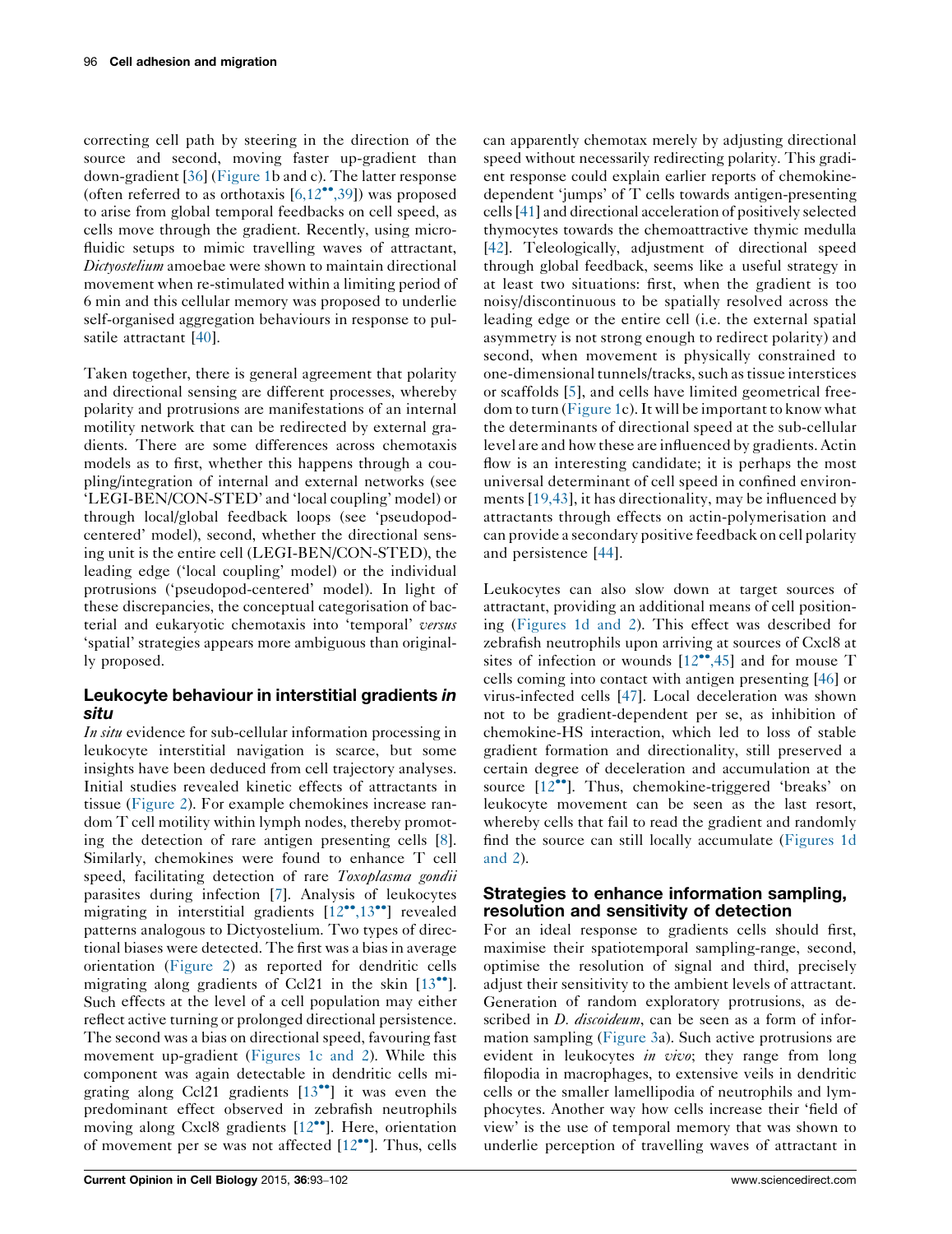correcting cell path by steering in the direction of the source and second, moving faster up-gradient than down-gradient [36] (Figure 1b and c). The latter response (often referred to as orthotaxis [6,12••,39]) was proposed to arise from global temporal feedbacks on cell speed, as cells move through the gradient. Recently, using microfluidic setups to mimic travelling waves of attractant, *Dictyostelium* amoebae were shown to maintain directional movement when re-stimulated within a limiting period of 6 min and this cellular memory was proposed to underlie self-organised aggregation behaviours in response to pulsatile attractant [40].

Taken together, there is general agreement that polarity and directional sensing are different processes, whereby polarity and protrusions are manifestations of an internal motility network that can be redirected by external gradients. There are some differences across chemotaxis models as to first, whether this happens through a coupling/integration of internal and external networks (see 'LEGI-BEN/CON-STED' and 'local coupling' model) or through local/global feedback loops (see 'pseudopod-centered' model), second, whether the directional sensing unit is the entire cell (LEGI-BEN/CON-STED), the leading edge ('local coupling' model) or the individual protrusions ('pseudopod-centered' model). In light of these discrepancies, the conceptual categorisation of bacterial and eukaryotic chemotaxis into 'temporal' *versus* 'spatial' strategies appears more ambiguous than originally proposed.

## Leukocyte behaviour in interstitial gradients *in situ*

*In situ* evidence for sub-cellular information processing in leukocyte interstitial navigation is scarce, but some insights have been deduced from cell trajectory analyses. Initial studies revealed kinetic effects of attractants in tissue (Figure 2). For example chemokines increase random T cell motility within lymph nodes, thereby promoting the detection of rare antigen presenting cells [8]. Similarly, chemokines were found to enhance T cell speed, facilitating detection of rare *Toxoplasma gondii* parasites during infection [7]. Analysis of leukocytes migrating in interstitial gradients [12••,13••] revealed patterns analogous to Dictyostelium. Two types of directional biases were detected. The first was a bias in average orientation (Figure 2) as reported for dendritic cells migrating along gradients of Ccl21 in the skin [13••]. Such effects at the level of a cell population may either reflect active turning or prolonged directional persistence. The second was a bias on directional speed, favouring fast movement up-gradient (Figures 1c and 2). While this component was again detectable in dendritic cells migrating along Ccl21 gradients [13••] it was even the predominant effect observed in zebrafish neutrophils moving along Cxcl8 gradients [12••]. Here, orientation of movement per se was not affected [12••]. Thus, cells can apparently chemotax merely by adjusting directional speed without necessarily redirecting polarity. This gradient response could explain earlier reports of chemokine-dependent 'jumps' of T cells towards antigen-presenting cells [41] and directional acceleration of positively selected thymocytes towards the chemoattractive thymic medulla [42]. Teleologically, adjustment of directional speed through global feedback, seems like a useful strategy in at least two situations: first, when the gradient is too noisy/discontinuous to be spatially resolved across the leading edge or the entire cell (i.e. the external spatial asymmetry is not strong enough to redirect polarity) and second, when movement is physically constrained to one-dimensional tunnels/tracks, such as tissue interstices or scaffolds [5], and cells have limited geometrical freedom to turn (Figure 1c). It will be important to know what the determinants of directional speed at the sub-cellular level are and how these are influenced by gradients. Actin flow is an interesting candidate; it is perhaps the most universal determinant of cell speed in confined environments [19,43], it has directionality, may be influenced by attractants through effects on actin-polymerisation and can provide a secondary positive feedback on cell polarity and persistence [44].

Leukocytes can also slow down at target sources of attractant, providing an additional means of cell positioning (Figures 1d and 2). This effect was described for zebrafish neutrophils upon arriving at sources of Cxcl8 at sites of infection or wounds [12••,45] and for mouse T cells coming into contact with antigen presenting [46] or virus-infected cells [47]. Local deceleration was shown not to be gradient-dependent per se, as inhibition of chemokine-HS interaction, which led to loss of stable gradient formation and directionality, still preserved a certain degree of deceleration and accumulation at the source [12••]. Thus, chemokine-triggered 'breaks' on leukocyte movement can be seen as the last resort, whereby cells that fail to read the gradient and randomly find the source can still locally accumulate (Figures 1d and 2).

## Strategies to enhance information sampling, resolution and sensitivity of detection

For an ideal response to gradients cells should first, maximise their spatiotemporal sampling-range, second, optimise the resolution of signal and third, precisely adjust their sensitivity to the ambient levels of attractant. Generation of random exploratory protrusions, as described in *D. discoideum*, can be seen as a form of information sampling (Figure 3a). Such active protrusions are evident in leukocytes *in vivo*; they range from long filopodia in macrophages, to extensive veils in dendritic cells or the smaller lamellipodia of neutrophils and lymphocytes. Another way how cells increase their 'field of view' is the use of temporal memory that was shown to underlie perception of travelling waves of attractant in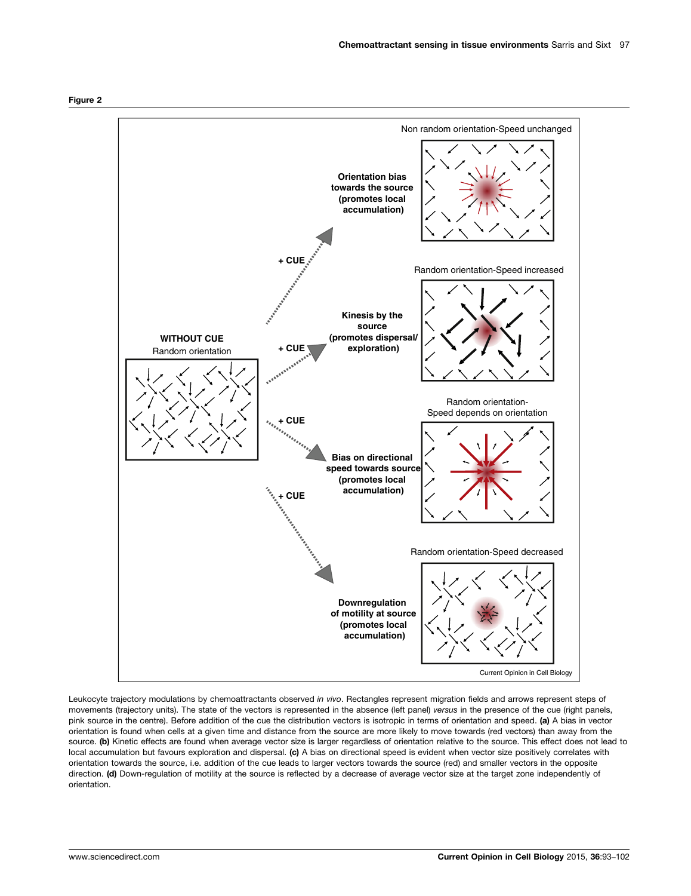**Figure 2**

WITHOUT CUE
Random orientation

+ CUE

Non random orientation-Speed unchanged

**Orientation bias towards the source (promotes local accumulation)**

Random orientation-Speed increased

**Kinesis by the source (promotes dispersal/ exploration)**

Random orientation-Speed depends on orientation

**Bias on directional speed towards source (promotes local accumulation)**

Random orientation-Speed decreased

**Downregulation of motility at source (promotes local accumulation)**

Current Opinion in Cell Biology

Leukocyte trajectory modulations by chemoattractants observed *in vivo*. Rectangles represent migration fields and arrows represent steps of movements (trajectory units). The state of the vectors is represented in the absence (left panel) *versus* in the presence of the cue (right panels, pink source in the centre). Before addition of the cue the distribution vectors is isotropic in terms of orientation and speed. **(a)** A bias in vector orientation is found when cells at a given time and distance from the source are more likely to move towards (red vectors) than away from the source. **(b)** Kinetic effects are found when average vector size is larger regardless of orientation relative to the source. This effect does not lead to local accumulation but favours exploration and dispersal. **(c)** A bias on directional speed is evident when vector size positively correlates with orientation towards the source, i.e. addition of the cue leads to larger vectors towards the source (red) and smaller vectors in the opposite direction. **(d)** Down-regulation of motility at the source is reflected by a decrease of average vector size at the target zone independently of orientation.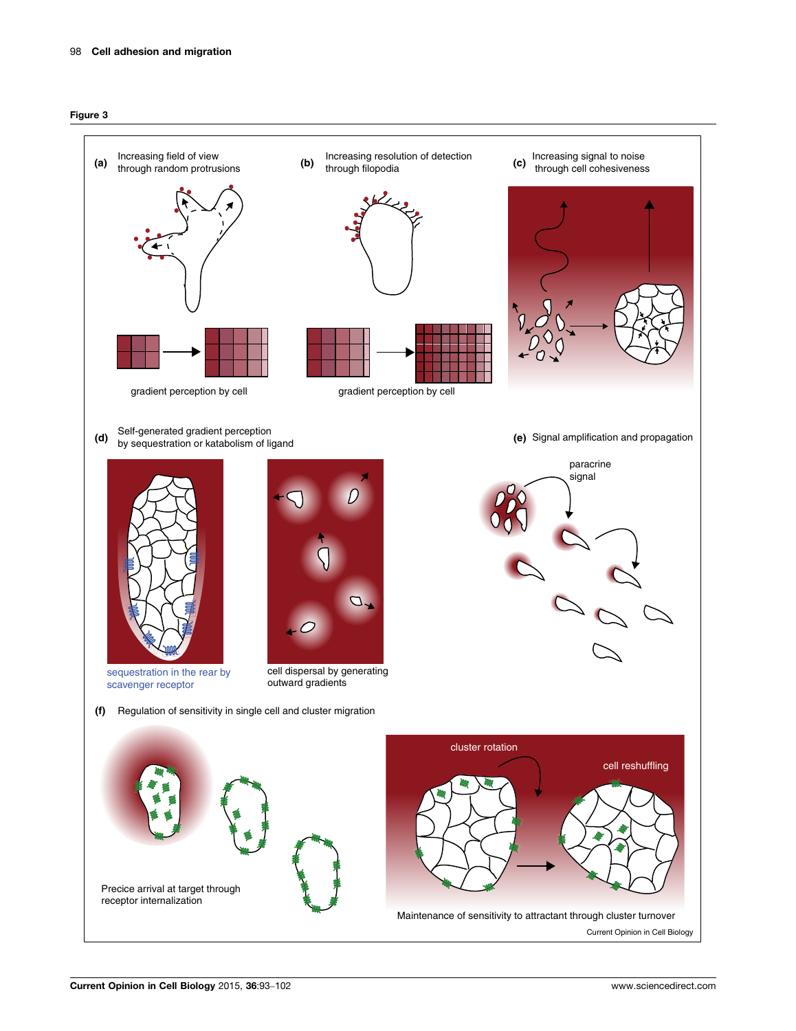**Figure 3**

(a) Increasing field of view through random protrusions

gradient perception by cell

(b) Increasing resolution of detection through filopodia

gradient perception by cell

(c) Increasing signal to noise through cell cohesiveness

(d) Self-generated gradient perception by sequestration or katabolism of ligand

sequestration in the rear by scavenger receptor

cell dispersal by generating outward gradients

(e) Signal amplification and propagation

paracrine signal

(f) Regulation of sensitivity in single cell and cluster migration

Precice arrival at target through receptor internalization

cluster rotation

cell reshuffling

Maintenance of sensitivity to attractant through cluster turnover

Current Opinion in Cell Biology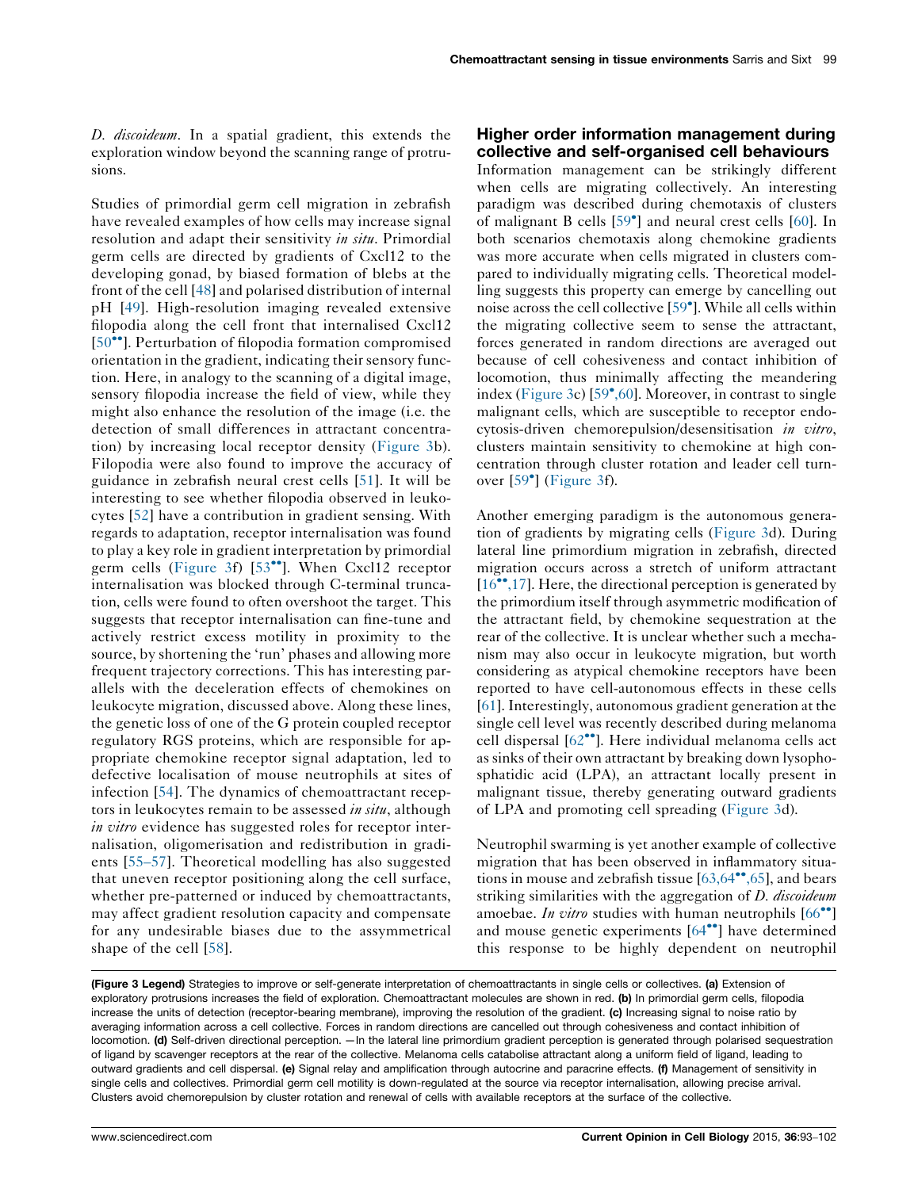*D. discoideum*. In a spatial gradient, this extends the exploration window beyond the scanning range of protrusions.

Studies of primordial germ cell migration in zebrafish have revealed examples of how cells may increase signal resolution and adapt their sensitivity *in situ*. Primordial germ cells are directed by gradients of Cxcl12 to the developing gonad, by biased formation of blebs at the front of the cell [48] and polarised distribution of internal pH [49]. High-resolution imaging revealed extensive filopodia along the cell front that internalised Cxcl12 [50••]. Perturbation of filopodia formation compromised orientation in the gradient, indicating their sensory function. Here, in analogy to the scanning of a digital image, sensory filopodia increase the field of view, while they might also enhance the resolution of the image (i.e. the detection of small differences in attractant concentration) by increasing local receptor density (Figure 3b). Filopodia were also found to improve the accuracy of guidance in zebrafish neural crest cells [51]. It will be interesting to see whether filopodia observed in leukocytes [52] have a contribution in gradient sensing. With regards to adaptation, receptor internalisation was found to play a key role in gradient interpretation by primordial germ cells (Figure 3f) [53••]. When Cxcl12 receptor internalisation was blocked through C-terminal truncation, cells were found to often overshoot the target. This suggests that receptor internalisation can fine-tune and actively restrict excess motility in proximity to the source, by shortening the 'run' phases and allowing more frequent trajectory corrections. This has interesting parallels with the deceleration effects of chemokines on leukocyte migration, discussed above. Along these lines, the genetic loss of one of the G protein coupled receptor regulatory RGS proteins, which are responsible for appropriate chemokine receptor signal adaptation, led to defective localisation of mouse neutrophils at sites of infection [54]. The dynamics of chemoattractant receptors in leukocytes remain to be assessed *in situ*, although *in vitro* evidence has suggested roles for receptor internalisation, oligomerisation and redistribution in gradients [55–57]. Theoretical modelling has also suggested that uneven receptor positioning along the cell surface, whether pre-patterned or induced by chemoattractants, may affect gradient resolution capacity and compensate for any undesirable biases due to the assymmetrical shape of the cell [58].

## Higher order information management during collective and self-organised cell behaviours

Information management can be strikingly different when cells are migrating collectively. An interesting paradigm was described during chemotaxis of clusters of malignant B cells [59•] and neural crest cells [60]. In both scenarios chemotaxis along chemokine gradients was more accurate when cells migrated in clusters compared to individually migrating cells. Theoretical modelling suggests this property can emerge by cancelling out noise across the cell collective [59•]. While all cells within the migrating collective seem to sense the attractant, forces generated in random directions are averaged out because of cell cohesiveness and contact inhibition of locomotion, thus minimally affecting the meandering index (Figure 3c) [59•,60]. Moreover, in contrast to single malignant cells, which are susceptible to receptor endocytosis-driven chemorepulsion/desensitisation *in vitro*, clusters maintain sensitivity to chemokine at high concentration through cluster rotation and leader cell turnover [59•] (Figure 3f).

Another emerging paradigm is the autonomous generation of gradients by migrating cells (Figure 3d). During lateral line primordium migration in zebrafish, directed migration occurs across a stretch of uniform attractant [16••,17]. Here, the directional perception is generated by the primordium itself through asymmetric modification of the attractant field, by chemokine sequestration at the rear of the collective. It is unclear whether such a mechanism may also occur in leukocyte migration, but worth considering as atypical chemokine receptors have been reported to have cell-autonomous effects in these cells [61]. Interestingly, autonomous gradient generation at the single cell level was recently described during melanoma cell dispersal [62••]. Here individual melanoma cells act as sinks of their own attractant by breaking down lysophosphatidic acid (LPA), an attractant locally present in malignant tissue, thereby generating outward gradients of LPA and promoting cell spreading (Figure 3d).

Neutrophil swarming is yet another example of collective migration that has been observed in inflammatory situations in mouse and zebrafish tissue [63,64••,65], and bears striking similarities with the aggregation of *D. discoideum* amoebae. *In vitro* studies with human neutrophils [66••] and mouse genetic experiments [64••] have determined this response to be highly dependent on neutrophil

**(Figure 3 Legend)** Strategies to improve or self-generate interpretation of chemoattractants in single cells or collectives. **(a)** Extension of exploratory protrusions increases the field of exploration. Chemoattractant molecules are shown in red. **(b)** In primordial germ cells, filopodia increase the units of detection (receptor-bearing membrane), improving the resolution of the gradient. **(c)** Increasing signal to noise ratio by averaging information across a cell collective. Forces in random directions are cancelled out through cohesiveness and contact inhibition of locomotion. **(d)** Self-driven directional perception. —In the lateral line primordium gradient perception is generated through polarised sequestration of ligand by scavenger receptors at the rear of the collective. Melanoma cells catabolise attractant along a uniform field of ligand, leading to outward gradients and cell dispersal. **(e)** Signal relay and amplification through autocrine and paracrine effects. **(f)** Management of sensitivity in single cells and collectives. Primordial germ cell motility is down-regulated at the source via receptor internalisation, allowing precise arrival. Clusters avoid chemorepulsion by cluster rotation and renewal of cells with available receptors at the surface of the collective.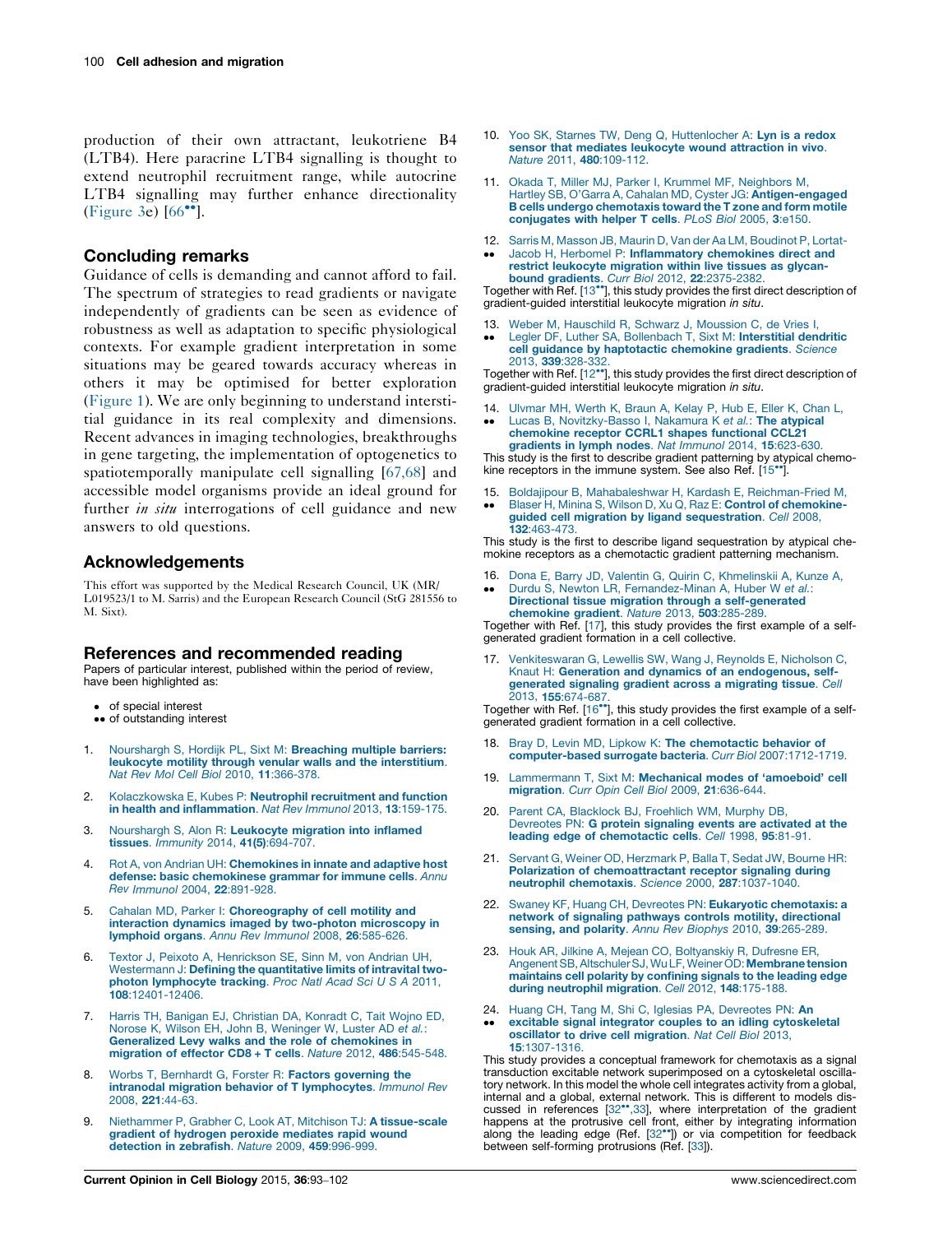production of their own attractant, leukotriene B4 (LTB4). Here paracrine LTB4 signalling is thought to extend neutrophil recruitment range, while autocrine LTB4 signalling may further enhance directionality (Figure 3e) [66••].

## Concluding remarks

Guidance of cells is demanding and cannot afford to fail. The spectrum of strategies to read gradients or navigate independently of gradients can be seen as evidence of robustness as well as adaptation to specific physiological contexts. For example gradient interpretation in some situations may be geared towards accuracy whereas in others it may be optimised for better exploration (Figure 1). We are only beginning to understand interstitial guidance in its real complexity and dimensions. Recent advances in imaging technologies, breakthroughs in gene targeting, the implementation of optogenetics to spatiotemporally manipulate cell signalling [67,68] and accessible model organisms provide an ideal ground for further *in situ* interrogations of cell guidance and new answers to old questions.

## Acknowledgements

This effort was supported by the Medical Research Council, UK (MR/L019523/1 to M. Sarris) and the European Research Council (StG 281556 to M. Sixt).

## References and recommended reading

Papers of particular interest, published within the period of review, have been highlighted as:

- • of special interest
- •• of outstanding interest

1. Nourshargh S, Hordijk PL, Sixt M: **Breaching multiple barriers: leukocyte motility through venular walls and the interstitium**. *Nat Rev Mol Cell Biol* 2010, **11**:366-378.

2. Kolaczkowska E, Kubes P: **Neutrophil recruitment and function in health and inflammation**. *Nat Rev Immunol* 2013, **13**:159-175.

3. Nourshargh S, Alon R: **Leukocyte migration into inflamed tissues**. *Immunity* 2014, **41(5)**:694-707.

4. Rot A, von Andrian UH: **Chemokines in innate and adaptive host defense: basic chemokinese grammar for immune cells**. *Annu Rev Immunol* 2004, **22**:891-928.

5. Cahalan MD, Parker I: **Choreography of cell motility and interaction dynamics imaged by two-photon microscopy in lymphoid organs**. *Annu Rev Immunol* 2008, **26**:585-626.

6. Textor J, Peixoto A, Henrickson SE, Sinn M, von Andrian UH, Westermann J: **Defining the quantitative limits of intravital two-photon lymphocyte tracking**. *Proc Natl Acad Sci U S A* 2011, **108**:12401-12406.

7. Harris TH, Banigan EJ, Christian DA, Konradt C, Tait Wojno ED, Norose K, Wilson EH, John B, Weninger W, Luster AD *et al.*: **Generalized Levy walks and the role of chemokines in migration of effector CD8 + T cells**. *Nature* 2012, **486**:545-548.

8. Worbs T, Bernhardt G, Forster R: **Factors governing the intranodal migration behavior of T lymphocytes**. *Immunol Rev* 2008, **221**:44-63.

9. Niethammer P, Grabher C, Look AT, Mitchison TJ: **A tissue-scale gradient of hydrogen peroxide mediates rapid wound detection in zebrafish**. *Nature* 2009, **459**:996-999.

10. Yoo SK, Starnes TW, Deng Q, Huttenlocher A: **Lyn is a redox sensor that mediates leukocyte wound attraction in vivo**. *Nature* 2011, **480**:109-112.

11. Okada T, Miller MJ, Parker I, Krummel MF, Neighbors M, Hartley SB, O'Garra A, Cahalan MD, Cyster JG: **Antigen-engaged B cells undergo chemotaxis toward the T zone and form motile conjugates with helper T cells**. *PLoS Biol* 2005, **3**:e150.

12. •• Sarris M, Masson JB, Maurin D, Van der Aa LM, Boudinot P, Lortat-Jacob H, Herbomel P: **Inflammatory chemokines direct and restrict leukocyte migration within live tissues as glycan-bound gradients**. *Curr Biol* 2012, **22**:2375-2382.
Together with Ref. [13••], this study provides the first direct description of gradient-guided interstitial leukocyte migration *in situ*.

13. •• Weber M, Hauschild R, Schwarz J, Moussion C, de Vries I, Legler DF, Luther SA, Bollenbach T, Sixt M: **Interstitial dendritic cell guidance by haptotactic chemokine gradients**. *Science* 2013, **339**:328-332.
Together with Ref. [12••], this study provides the first direct description of gradient-guided interstitial leukocyte migration *in situ*.

14. •• Ulvmar MH, Werth K, Braun A, Kelay P, Hub E, Eller K, Chan L, Lucas B, Novitzky-Basso I, Nakamura K *et al.*: **The atypical chemokine receptor CCRL1 shapes functional CCL21 gradients in lymph nodes**. *Nat Immunol* 2014, **15**:623-630.
This study is the first to describe gradient patterning by atypical chemokine receptors in the immune system. See also Ref. [15••].

15. •• Boldajipour B, Mahabaleshwar H, Kardash E, Reichman-Fried M, Blaser H, Minina S, Wilson D, Xu Q, Raz E: **Control of chemokine-guided cell migration by ligand sequestration**. *Cell* 2008, **132**:463-473.
This study is the first to describe ligand sequestration by atypical chemokine receptors as a chemotactic gradient patterning mechanism.

16. •• Dona E, Barry JD, Valentin G, Quirin C, Khmelinskii A, Kunze A, Durdu S, Newton LR, Fernandez-Minan A, Huber W *et al.*: **Directional tissue migration through a self-generated chemokine gradient**. *Nature* 2013, **503**:285-289.
Together with Ref. [17], this study provides the first example of a self-generated gradient formation in a cell collective.

17. Venkiteswaran G, Lewellis SW, Wang J, Reynolds E, Nicholson C, Knaut H: **Generation and dynamics of an endogenous, self-generated signaling gradient across a migrating tissue**. *Cell* 2013, **155**:674-687.
Together with Ref. [16••], this study provides the first example of a self-generated gradient formation in a cell collective.

18. Bray D, Levin MD, Lipkow K: **The chemotactic behavior of computer-based surrogate bacteria**. *Curr Biol* 2007:1712-1719.

19. Lammermann T, Sixt M: **Mechanical modes of 'amoeboid' cell migration**. *Curr Opin Cell Biol* 2009, **21**:636-644.

20. Parent CA, Blacklock BJ, Froehlich WM, Murphy DB, Devreotes PN: **G protein signaling events are activated at the leading edge of chemotactic cells**. *Cell* 1998, **95**:81-91.

21. Servant G, Weiner OD, Herzmark P, Balla T, Sedat JW, Bourne HR: **Polarization of chemoattractant receptor signaling during neutrophil chemotaxis**. *Science* 2000, **287**:1037-1040.

22. Swaney KF, Huang CH, Devreotes PN: **Eukaryotic chemotaxis: a network of signaling pathways controls motility, directional sensing, and polarity**. *Annu Rev Biophys* 2010, **39**:265-289.

23. Houk AR, Jilkine A, Mejean CO, Boltyanskiy R, Dufresne ER, Angenent SB, Altschuler SJ, Wu LF, Weiner OD: **Membrane tension maintains cell polarity by confining signals to the leading edge during neutrophil migration**. *Cell* 2012, **148**:175-188.

24. •• Huang CH, Tang M, Shi C, Iglesias PA, Devreotes PN: **An excitable signal integrator couples to an idling cytoskeletal oscillator to drive cell migration**. *Nat Cell Biol* 2013, **15**:1307-1316.
This study provides a conceptual framework for chemotaxis as a signal transduction excitable network superimposed on a cytoskeletal oscillatory network. In this model the whole cell integrates activity from a global, internal and a global, external network. This is different to models discussed in references [32••,33], where interpretation of the gradient happens at the protrusive cell front, either by integrating information along the leading edge (Ref. [32••]) or via competition for feedback between self-forming protrusions (Ref. [33]).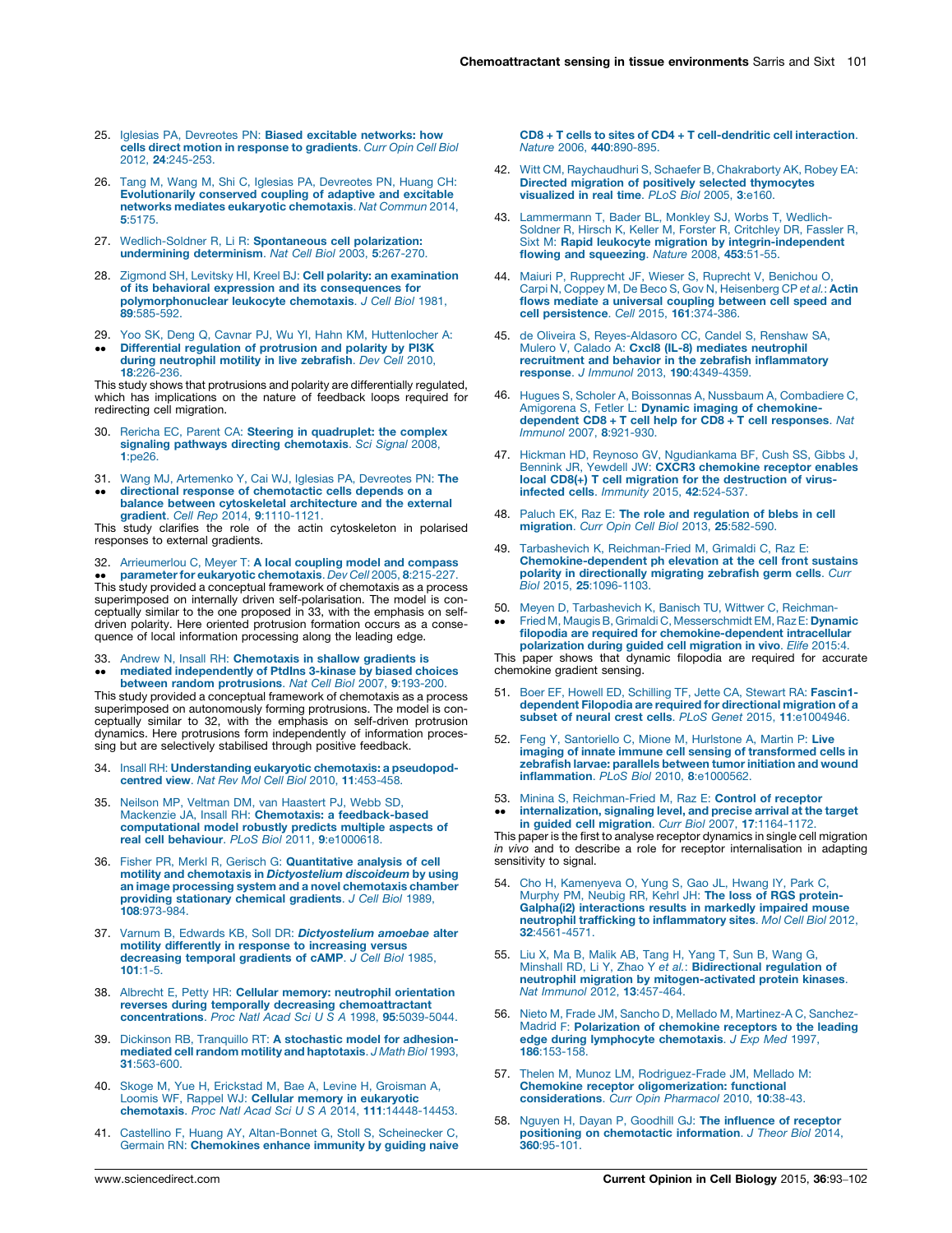25. Iglesias PA, Devreotes PN: **Biased excitable networks: how cells direct motion in response to gradients**. *Curr Opin Cell Biol* 2012, **24**:245-253.

26. Tang M, Wang M, Shi C, Iglesias PA, Devreotes PN, Huang CH: **Evolutionarily conserved coupling of adaptive and excitable networks mediates eukaryotic chemotaxis**. *Nat Commun* 2014, **5**:5175.

27. Wedlich-Soldner R, Li R: **Spontaneous cell polarization: undermining determinism**. *Nat Cell Biol* 2003, **5**:267-270.

28. Zigmond SH, Levitsky HI, Kreel BJ: **Cell polarity: an examination of its behavioral expression and its consequences for polymorphonuclear leukocyte chemotaxis**. *J Cell Biol* 1981, **89**:585-592.

29. •• Yoo SK, Deng Q, Cavnar PJ, Wu YI, Hahn KM, Huttenlocher A: **Differential regulation of protrusion and polarity by PI3K during neutrophil motility in live zebrafish**. *Dev Cell* 2010, **18**:226-236.
This study shows that protrusions and polarity are differentially regulated, which has implications on the nature of feedback loops required for redirecting cell migration.

30. Rericha EC, Parent CA: **Steering in quadruplet: the complex signaling pathways directing chemotaxis**. *Sci Signal* 2008, **1**:pe26.

31. •• Wang MJ, Artemenko Y, Cai WJ, Iglesias PA, Devreotes PN: **The directional response of chemotactic cells depends on a balance between cytoskeletal architecture and the external gradient**. *Cell Rep* 2014, **9**:1110-1121.
This study clarifies the role of the actin cytoskeleton in polarised responses to external gradients.

32. •• Arrieumerlou C, Meyer T: **A local coupling model and compass parameter for eukaryotic chemotaxis**. *Dev Cell* 2005, **8**:215-227.
This study provided a conceptual framework of chemotaxis as a process superimposed on internally driven self-polarisation. The model is conceptually similar to the one proposed in 33, with the emphasis on self-driven polarity. Here oriented protrusion formation occurs as a consequence of local information processing along the leading edge.

33. •• Andrew N, Insall RH: **Chemotaxis in shallow gradients is mediated independently of PtdIns 3-kinase by biased choices between random protrusions**. *Nat Cell Biol* 2007, **9**:193-200.
This study provided a conceptual framework of chemotaxis as a process superimposed on autonomously forming protrusions. The model is conceptually similar to 32, with the emphasis on self-driven protrusion dynamics. Here protrusions form independently of information processing but are selectively stabilised through positive feedback.

34. Insall RH: **Understanding eukaryotic chemotaxis: a pseudopod-centred view**. *Nat Rev Mol Cell Biol* 2010, **11**:453-458.

35. Neilson MP, Veltman DM, van Haastert PJ, Webb SD, Mackenzie JA, Insall RH: **Chemotaxis: a feedback-based computational model robustly predicts multiple aspects of real cell behaviour**. *PLoS Biol* 2011, **9**:e1000618.

36. Fisher PR, Merkl R, Gerisch G: **Quantitative analysis of cell motility and chemotaxis in *Dictyostelium discoideum* by using an image processing system and a novel chemotaxis chamber providing stationary chemical gradients**. *J Cell Biol* 1989, **108**:973-984.

37. Varnum B, Edwards KB, Soll DR: ***Dictyostelium amoebae* alter motility differently in response to increasing versus decreasing temporal gradients of cAMP**. *J Cell Biol* 1985, **101**:1-5.

38. Albrecht E, Petty HR: **Cellular memory: neutrophil orientation reverses during temporally decreasing chemoattractant concentrations**. *Proc Natl Acad Sci U S A* 1998, **95**:5039-5044.

39. Dickinson RB, Tranquillo RT: **A stochastic model for adhesion-mediated cell random motility and haptotaxis**. *J Math Biol* 1993, **31**:563-600.

40. Skoge M, Yue H, Erickstad M, Bae A, Levine H, Groisman A, Loomis WF, Rappel WJ: **Cellular memory in eukaryotic chemotaxis**. *Proc Natl Acad Sci U S A* 2014, **111**:14448-14453.

41. Castellino F, Huang AY, Altan-Bonnet G, Stoll S, Scheinecker C, Germain RN: **Chemokines enhance immunity by guiding naive CD8 + T cells to sites of CD4 + T cell-dendritic cell interaction**. *Nature* 2006, **440**:890-895.

42. Witt CM, Raychaudhuri S, Schaefer B, Chakraborty AK, Robey EA: **Directed migration of positively selected thymocytes visualized in real time**. *PLoS Biol* 2005, **3**:e160.

43. Lammermann T, Bader BL, Monkley SJ, Worbs T, Wedlich-Soldner R, Hirsch K, Keller M, Forster R, Critchley DR, Fassler R, Sixt M: **Rapid leukocyte migration by integrin-independent flowing and squeezing**. *Nature* 2008, **453**:51-55.

44. Maiuri P, Rupprecht JF, Wieser S, Ruprecht V, Benichou O, Carpi N, Coppey M, De Beco S, Gov N, Heisenberg CP *et al.*: **Actin flows mediate a universal coupling between cell speed and cell persistence**. *Cell* 2015, **161**:374-386.

45. de Oliveira S, Reyes-Aldasoro CC, Candel S, Renshaw SA, Mulero V, Calado A: **Cxcl8 (IL-8) mediates neutrophil recruitment and behavior in the zebrafish inflammatory response**. *J Immunol* 2013, **190**:4349-4359.

46. Hugues S, Scholer A, Boissonnas A, Nussbaum A, Combadiere C, Amigorena S, Fetler L: **Dynamic imaging of chemokine-dependent CD8 + T cell help for CD8 + T cell responses**. *Nat Immunol* 2007, **8**:921-930.

47. Hickman HD, Reynoso GV, Ngudiankama BF, Cush SS, Gibbs J, Bennink JR, Yewdell JW: **CXCR3 chemokine receptor enables local CD8(+) T cell migration for the destruction of virus-infected cells**. *Immunity* 2015, **42**:524-537.

48. Paluch EK, Raz E: **The role and regulation of blebs in cell migration**. *Curr Opin Cell Biol* 2013, **25**:582-590.

49. Tarbashevich K, Reichman-Fried M, Grimaldi C, Raz E: **Chemokine-dependent ph elevation at the cell front sustains polarity in directionally migrating zebrafish germ cells**. *Curr Biol* 2015, **25**:1096-1103.

50. •• Meyen D, Tarbashevich K, Banisch TU, Wittwer C, Reichman-Fried M, Maugis B, Grimaldi C, Messerschmidt EM, Raz E: **Dynamic filopodia are required for chemokine-dependent intracellular polarization during guided cell migration in vivo**. *Elife* 2015:4.
This paper shows that dynamic filopodia are required for accurate chemokine gradient sensing.

51. Boer EF, Howell ED, Schilling TF, Jette CA, Stewart RA: **Fascin1-dependent Filopodia are required for directional migration of a subset of neural crest cells**. *PLoS Genet* 2015, **11**:e1004946.

52. Feng Y, Santoriello C, Mione M, Hurlstone A, Martin P: **Live imaging of innate immune cell sensing of transformed cells in zebrafish larvae: parallels between tumor initiation and wound inflammation**. *PLoS Biol* 2010, **8**:e1000562.

53. •• Minina S, Reichman-Fried M, Raz E: **Control of receptor internalization, signaling level, and precise arrival at the target in guided cell migration**. *Curr Biol* 2007, **17**:1164-1172.
This paper is the first to analyse receptor dynamics in single cell migration *in vivo* and to describe a role for receptor internalisation in adapting sensitivity to signal.

54. Cho H, Kamenyeva O, Yung S, Gao JL, Hwang IY, Park C, Murphy PM, Neubig RR, Kehrl JH: **The loss of RGS protein-Galpha(i2) interactions results in markedly impaired mouse neutrophil trafficking to inflammatory sites**. *Mol Cell Biol* 2012, **32**:4561-4571.

55. Liu X, Ma B, Malik AB, Tang H, Yang T, Sun B, Wang G, Minshall RD, Li Y, Zhao Y *et al.*: **Bidirectional regulation of neutrophil migration by mitogen-activated protein kinases**. *Nat Immunol* 2012, **13**:457-464.

56. Nieto M, Frade JM, Sancho D, Mellado M, Martinez-A C, Sanchez-Madrid F: **Polarization of chemokine receptors to the leading edge during lymphocyte chemotaxis**. *J Exp Med* 1997, **186**:153-158.

57. Thelen M, Munoz LM, Rodriguez-Frade JM, Mellado M: **Chemokine receptor oligomerization: functional considerations**. *Curr Opin Pharmacol* 2010, **10**:38-43.

58. Nguyen H, Dayan P, Goodhill GJ: **The influence of receptor positioning on chemotactic information**. *J Theor Biol* 2014, **360**:95-101.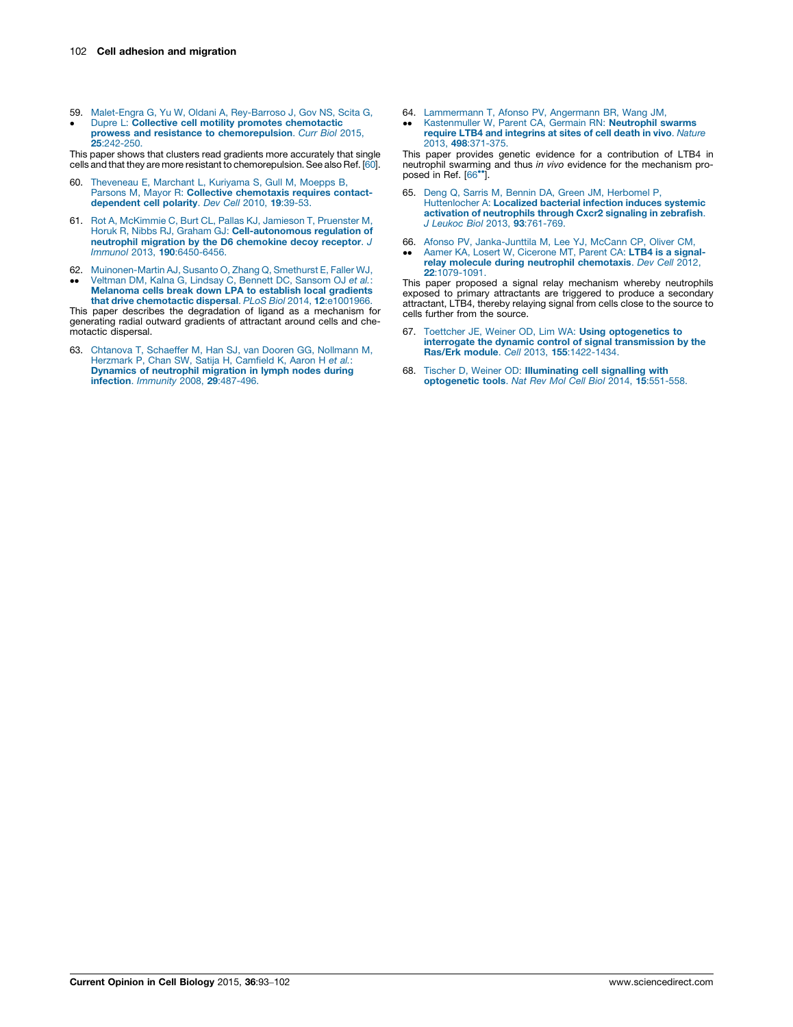59. • Malet-Engra G, Yu W, Oldani A, Rey-Barroso J, Gov NS, Scita G, Dupre L: **Collective cell motility promotes chemotactic prowess and resistance to chemorepulsion**. *Curr Biol* 2015, **25**:242-250.

This paper shows that clusters read gradients more accurately that single cells and that they are more resistant to chemorepulsion. See also Ref. [60].

60. Theveneau E, Marchant L, Kuriyama S, Gull M, Moepps B, Parsons M, Mayor R: **Collective chemotaxis requires contact-dependent cell polarity**. *Dev Cell* 2010, **19**:39-53.

61. Rot A, McKimmie C, Burt CL, Pallas KJ, Jamieson T, Pruenster M, Horuk R, Nibbs RJ, Graham GJ: **Cell-autonomous regulation of neutrophil migration by the D6 chemokine decoy receptor**. *J Immunol* 2013, **190**:6450-6456.

62. •• Muinonen-Martin AJ, Susanto O, Zhang Q, Smethurst E, Faller WJ, Veltman DM, Kalna G, Lindsay C, Bennett DC, Sansom OJ *et al.*: **Melanoma cells break down LPA to establish local gradients that drive chemotactic dispersal**. *PLoS Biol* 2014, **12**:e1001966.

This paper describes the degradation of ligand as a mechanism for generating radial outward gradients of attractant around cells and chemotactic dispersal.

63. Chtanova T, Schaeffer M, Han SJ, van Dooren GG, Nollmann M, Herzmark P, Chan SW, Satija H, Camfield K, Aaron H *et al.*: **Dynamics of neutrophil migration in lymph nodes during infection**. *Immunity* 2008, **29**:487-496.

64. •• Lammermann T, Afonso PV, Angermann BR, Wang JM, Kastenmuller W, Parent CA, Germain RN: **Neutrophil swarms require LTB4 and integrins at sites of cell death in vivo**. *Nature* 2013, **498**:371-375.

This paper provides genetic evidence for a contribution of LTB4 in neutrophil swarming and thus *in vivo* evidence for the mechanism proposed in Ref. [66••].

65. Deng Q, Sarris M, Bennin DA, Green JM, Herbomel P, Huttenlocher A: **Localized bacterial infection induces systemic activation of neutrophils through Cxcr2 signaling in zebrafish**. *J Leukoc Biol* 2013, **93**:761-769.

66. •• Afonso PV, Janka-Junttila M, Lee YJ, McCann CP, Oliver CM, Aamer KA, Losert W, Cicerone MT, Parent CA: **LTB4 is a signal-relay molecule during neutrophil chemotaxis**. *Dev Cell* 2012, **22**:1079-1091.

This paper proposed a signal relay mechanism whereby neutrophils exposed to primary attractants are triggered to produce a secondary attractant, LTB4, thereby relaying signal from cells close to the source to cells further from the source.

67. Toettcher JE, Weiner OD, Lim WA: **Using optogenetics to interrogate the dynamic control of signal transmission by the Ras/Erk module**. *Cell* 2013, **155**:1422-1434.

68. Tischer D, Weiner OD: **Illuminating cell signalling with optogenetic tools**. *Nat Rev Mol Cell Biol* 2014, **15**:551-558.